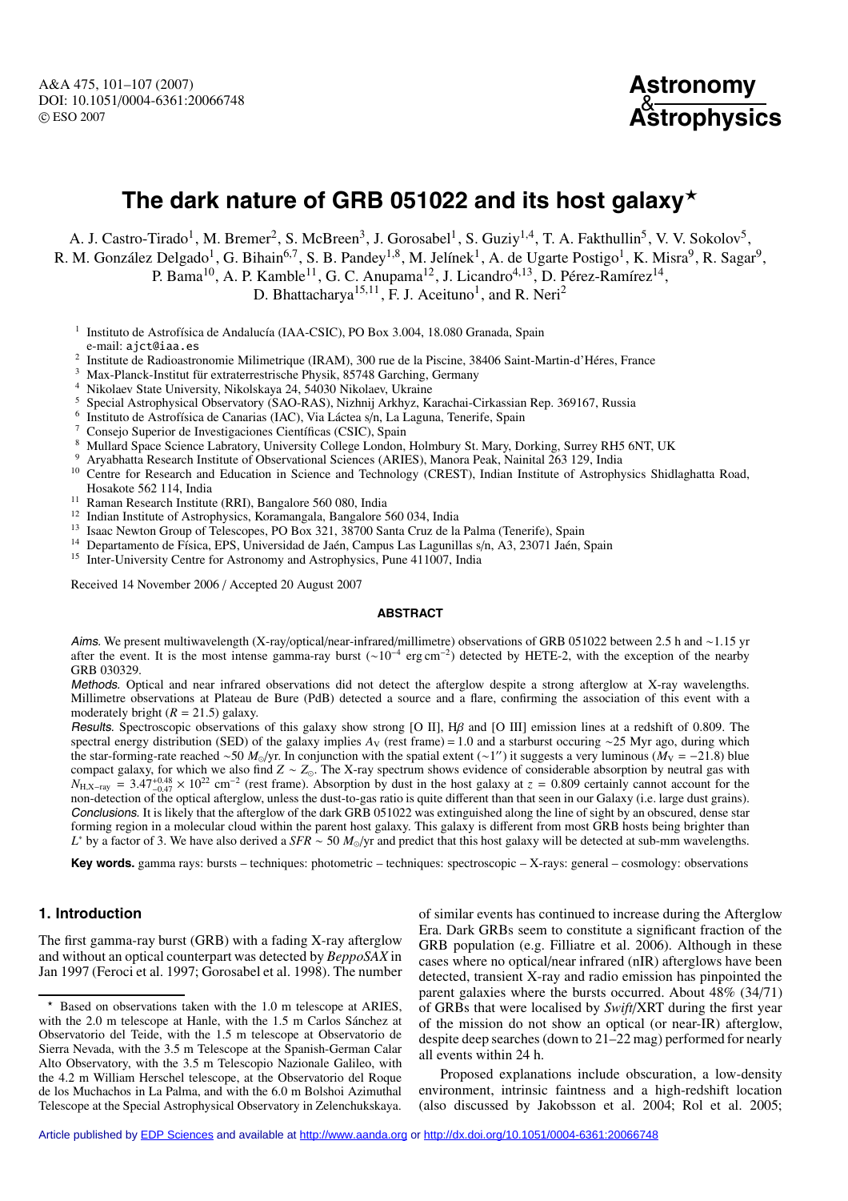# The dark nature of GRB 051022 and its host galaxy*

A. J. Castro-Tirado[1], M. Bremer[2], S. McBreen[3], J. Gorosabel[1], S. Guziy[1,4], T. A. Fakthullin[5], V. V. Sokolov[5], R. M. González Delgado[1], G. Bihain[6,7], S. B. Pandey[1,8], M. Jelínek[1], A. de Ugarte Postigo[1], K. Misra[9], R. Sagar[9], P. Bama[10], A. P. Kamble[11], G. C. Anupama[12], J. Licandro[4,13], D. Pérez-Ramírez[14], D. Bhattacharya[15,11], F. J. Aceituno[1], and R. Neri[2]

[1] Instituto de Astrofísica de Andalucía (IAA-CSIC), PO Box 3.004, 18.080 Granada, Spain
e-mail: ajct@iaa.es
[2] Institute de Radioastronomie Milimetrique (IRAM), 300 rue de la Piscine, 38406 Saint-Martin-d'Héres, France
[3] Max-Planck-Institut für extraterrestrische Physik, 85748 Garching, Germany
[4] Nikolaev State University, Nikolskaya 24, 54030 Nikolaev, Ukraine
[5] Special Astrophysical Observatory (SAO-RAS), Nizhnij Arkhyz, Karachai-Cirkassian Rep. 369167, Russia
[6] Instituto de Astrofísica de Canarias (IAC), Via Láctea s/n, La Laguna, Tenerife, Spain
[7] Consejo Superior de Investigaciones Científicas (CSIC), Spain
[8] Mullard Space Science Labratory, University College London, Holmbury St. Mary, Dorking, Surrey RH5 6NT, UK
[9] Aryabhatta Research Institute of Observational Sciences (ARIES), Manora Peak, Nainital 263 129, India
[10] Centre for Research and Education in Science and Technology (CREST), Indian Institute of Astrophysics Shidlaghatta Road, Hosakote 562 114, India
[11] Raman Research Institute (RRI), Bangalore 560 080, India
[12] Indian Institute of Astrophysics, Koramangala, Bangalore 560 034, India
[13] Isaac Newton Group of Telescopes, PO Box 321, 38700 Santa Cruz de la Palma (Tenerife), Spain
[14] Departamento de Física, EPS, Universidad de Jaén, Campus Las Lagunillas s/n, A3, 23071 Jaén, Spain
[15] Inter-University Centre for Astronomy and Astrophysics, Pune 411007, India

Received 14 November 2006 / Accepted 20 August 2007

## ABSTRACT

*Aims.* We present multiwavelength (X-ray/optical/near-infrared/millimetre) observations of GRB 051022 between 2.5 h and ~1.15 yr after the event. It is the most intense gamma-ray burst (~$10^{-4}$ erg cm$^{-2}$) detected by HETE-2, with the exception of the nearby GRB 030329.

*Methods.* Optical and near infrared observations did not detect the afterglow despite a strong afterglow at X-ray wavelengths. Millimetre observations at Plateau de Bure (PdB) detected a source and a flare, confirming the association of this event with a moderately bright ($R = 21.5$) galaxy.

*Results.* Spectroscopic observations of this galaxy show strong [O II], H$\beta$ and [O III] emission lines at a redshift of 0.809. The spectral energy distribution (SED) of the galaxy implies $A_V$ (rest frame) = 1.0 and a starburst occuring ~25 Myr ago, during which the star-forming-rate reached ~50 $M_\odot$/yr. In conjunction with the spatial extent (~1″) it suggests a very luminous ($M_V = -21.8$) blue compact galaxy, for which we also find $Z \sim Z_\odot$. The X-ray spectrum shows evidence of considerable absorption by neutral gas with $N_{\rm H,X-ray} = 3.47^{+0.48}_{-0.47} \times 10^{22}$ cm$^{-2}$ (rest frame). Absorption by dust in the host galaxy at $z = 0.809$ certainly cannot account for the non-detection of the optical afterglow, unless the dust-to-gas ratio is quite different than that seen in our Galaxy (i.e. large dust grains).

*Conclusions.* It is likely that the afterglow of the dark GRB 051022 was extinguished along the line of sight by an obscured, dense star forming region in a molecular cloud within the parent host galaxy. This galaxy is different from most GRB hosts being brighter than $L^*$ by a factor of 3. We have also derived a $SFR \sim 50\ M_\odot$/yr and predict that this host galaxy will be detected at sub-mm wavelengths.

**Key words.** gamma rays: bursts – techniques: photometric – techniques: spectroscopic – X-rays: general – cosmology: observations

## 1. Introduction

The first gamma-ray burst (GRB) with a fading X-ray afterglow and without an optical counterpart was detected by *BeppoSAX* in Jan 1997 (Feroci et al. 1997; Gorosabel et al. 1998). The number of similar events has continued to increase during the Afterglow Era. Dark GRBs seem to constitute a significant fraction of the GRB population (e.g. Filliatre et al. 2006). Although in these cases where no optical/near infrared (nIR) afterglows have been detected, transient X-ray and radio emission has pinpointed the parent galaxies where the bursts occurred. About 48% (34/71) of GRBs that were localised by *Swift*/XRT during the first year of the mission do not show an optical (or near-IR) afterglow, despite deep searches (down to 21–22 mag) performed for nearly all events within 24 h.

Proposed explanations include obscuration, a low-density environment, intrinsic faintness and a high-redshift location (also discussed by Jakobsson et al. 2004; Rol et al. 2005;

* Based on observations taken with the 1.0 m telescope at ARIES, with the 2.0 m telescope at Hanle, with the 1.5 m Carlos Sánchez at Observatorio del Teide, with the 1.5 m telescope at Observatorio de Sierra Nevada, with the 3.5 m Telescope at the Spanish-German Calar Alto Observatory, with the 3.5 m Telescopio Nazionale Galileo, with the 4.2 m William Herschel telescope, at the Observatorio del Roque de los Muchachos in La Palma, and with the 6.0 m Bolshoi Azimuthal Telescope at the Special Astrophysical Observatory in Zelenchukskaya.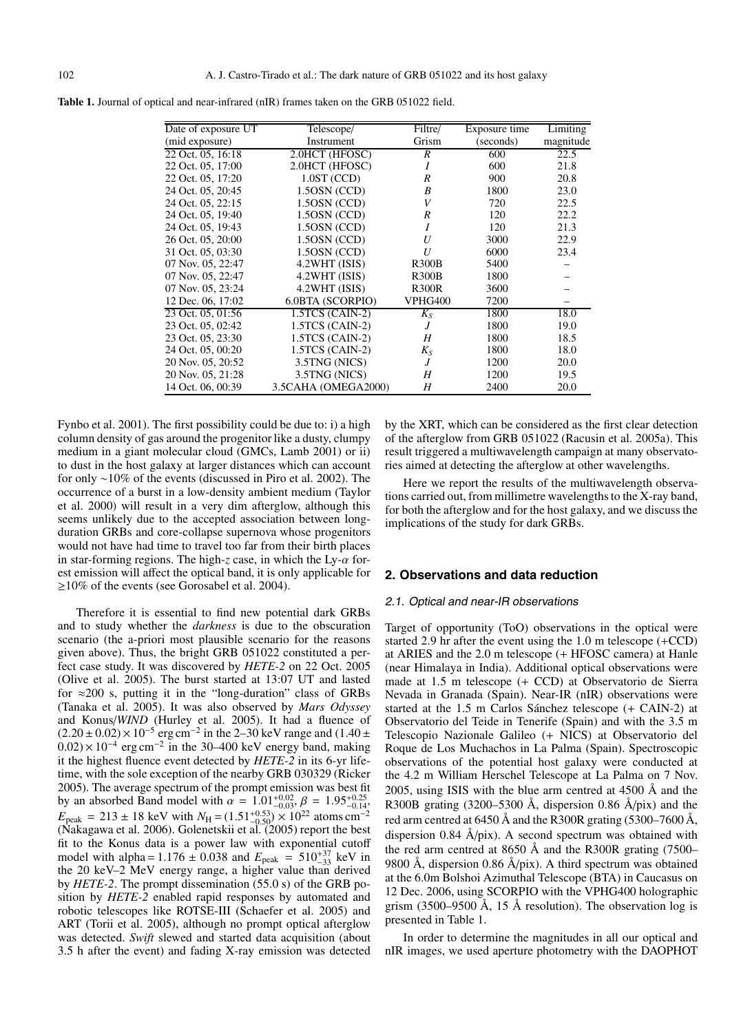**Table 1.** Journal of optical and near-infrared (nIR) frames taken on the GRB 051022 field.

| Date of exposure UT (mid exposure) | Telescope/ Instrument | Filtre/ Grism | Exposure time (seconds) | Limiting magnitude |
|---|---|---|---|---|
| 22 Oct. 05, 16:18 | 2.0HCT (HFOSC) | *R* | 600 | 22.5 |
| 22 Oct. 05, 17:00 | 2.0HCT (HFOSC) | *I* | 600 | 21.8 |
| 22 Oct. 05, 17:20 | 1.0ST (CCD) | *R* | 900 | 20.8 |
| 24 Oct. 05, 20:45 | 1.5OSN (CCD) | *B* | 1800 | 23.0 |
| 24 Oct. 05, 22:15 | 1.5OSN (CCD) | *V* | 720 | 22.5 |
| 24 Oct. 05, 19:40 | 1.5OSN (CCD) | *R* | 120 | 22.2 |
| 24 Oct. 05, 19:43 | 1.5OSN (CCD) | *I* | 120 | 21.3 |
| 26 Oct. 05, 20:00 | 1.5OSN (CCD) | *U* | 3000 | 22.9 |
| 31 Oct. 05, 03:30 | 1.5OSN (CCD) | *U* | 6000 | 23.4 |
| 07 Nov. 05, 22:47 | 4.2WHT (ISIS) | R300B | 5400 | – |
| 07 Nov. 05, 22:47 | 4.2WHT (ISIS) | R300B | 1800 | – |
| 07 Nov. 05, 23:24 | 4.2WHT (ISIS) | R300R | 3600 | – |
| 12 Dec. 06, 17:02 | 6.0BTA (SCORPIO) | VPHG400 | 7200 | – |
| 23 Oct. 05, 01:56 | 1.5TCS (CAIN-2) | $K_s$ | 1800 | 18.0 |
| 23 Oct. 05, 02:42 | 1.5TCS (CAIN-2) | *J* | 1800 | 19.0 |
| 23 Oct. 05, 23:30 | 1.5TCS (CAIN-2) | *H* | 1800 | 18.5 |
| 24 Oct. 05, 00:20 | 1.5TCS (CAIN-2) | $K_s$ | 1800 | 18.0 |
| 20 Nov. 05, 20:52 | 3.5TNG (NICS) | *J* | 1200 | 20.0 |
| 20 Nov. 05, 21:28 | 3.5TNG (NICS) | *H* | 1200 | 19.5 |
| 14 Oct. 06, 00:39 | 3.5CAHA (OMEGA2000) | *H* | 2400 | 20.0 |

Fynbo et al. 2001). The first possibility could be due to: i) a high column density of gas around the progenitor like a dusty, clumpy medium in a giant molecular cloud (GMCs, Lamb 2001) or ii) to dust in the host galaxy at larger distances which can account for only ~10% of the events (discussed in Piro et al. 2002). The occurrence of a burst in a low-density ambient medium (Taylor et al. 2000) will result in a very dim afterglow, although this seems unlikely due to the accepted association between long-duration GRBs and core-collapse supernova whose progenitors would not have had time to travel too far from their birth places in star-forming regions. The high-$z$ case, in which the Ly-$\alpha$ forest emission will affect the optical band, it is only applicable for ≥10% of the events (see Gorosabel et al. 2004).

Therefore it is essential to find new potential dark GRBs and to study whether the *darkness* is due to the obscuration scenario (the a-priori most plausible scenario for the reasons given above). Thus, the bright GRB 051022 constituted a perfect case study. It was discovered by *HETE-2* on 22 Oct. 2005 (Olive et al. 2005). The burst started at 13:07 UT and lasted for ≈200 s, putting it in the "long-duration" class of GRBs (Tanaka et al. 2005). It was also observed by *Mars Odyssey* and Konus/*WIND* (Hurley et al. 2005). It had a fluence of $(2.20 \pm 0.02) \times 10^{-5}$ erg cm$^{-2}$ in the 2–30 keV range and $(1.40 \pm 0.02) \times 10^{-4}$ erg cm$^{-2}$ in the 30–400 keV energy band, making it the highest fluence event detected by *HETE-2* in its 6-yr lifetime, with the sole exception of the nearby GRB 030329 (Ricker 2005). The average spectrum of the prompt emission was best fit by an absorbed Band model with $\alpha = 1.01^{+0.02}_{-0.03}$, $\beta = 1.95^{+0.25}_{-0.14}$, $E_{\rm peak} = 213 \pm 18$ keV with $N_{\rm H} = (1.51^{+0.53}_{-0.50}) \times 10^{22}$ atoms cm$^{-2}$ (Nakagawa et al. 2006). Golenetskii et al. (2005) report the best fit to the Konus data is a power law with exponential cutoff model with alpha = $1.176 \pm 0.038$ and $E_{\rm peak} = 510^{+37}_{-33}$ keV in the 20 keV–2 MeV energy range, a higher value than derived by *HETE-2*. The prompt dissemination (55.0 s) of the GRB position by *HETE-2* enabled rapid responses by automated and robotic telescopes like ROTSE-III (Schaefer et al. 2005) and ART (Torii et al. 2005), although no prompt optical afterglow was detected. *Swift* slewed and started data acquisition (about 3.5 h after the event) and fading X-ray emission was detected by the XRT, which can be considered as the first clear detection of the afterglow from GRB 051022 (Racusin et al. 2005a). This result triggered a multiwavelength campaign at many observatories aimed at detecting the afterglow at other wavelengths.

Here we report the results of the multiwavelength observations carried out, from millimetre wavelengths to the X-ray band, for both the afterglow and for the host galaxy, and we discuss the implications of the study for dark GRBs.

## 2. Observations and data reduction

### 2.1. Optical and near-IR observations

Target of opportunity (ToO) observations in the optical were started 2.9 hr after the event using the 1.0 m telescope (+CCD) at ARIES and the 2.0 m telescope (+ HFOSC camera) at Hanle (near Himalaya in India). Additional optical observations were made at 1.5 m telescope (+ CCD) at Observatorio de Sierra Nevada in Granada (Spain). Near-IR (nIR) observations were started at the 1.5 m Carlos Sánchez telescope (+ CAIN-2) at Observatorio del Teide in Tenerife (Spain) and with the 3.5 m Telescopio Nazionale Galileo (+ NICS) at Observatorio del Roque de Los Muchachos in La Palma (Spain). Spectroscopic observations of the potential host galaxy were conducted at the 4.2 m William Herschel Telescope at La Palma on 7 Nov. 2005, using ISIS with the blue arm centred at 4500 Å and the R300B grating (3200–5300 Å, dispersion 0.86 Å/pix) and the red arm centred at 6450 Å and the R300R grating (5300–7600 Å, dispersion 0.84 Å/pix). A second spectrum was obtained with the red arm centred at 8650 Å and the R300R grating (7500–9800 Å, dispersion 0.86 Å/pix). A third spectrum was obtained at the 6.0m Bolshoi Azimuthal Telescope (BTA) in Caucasus on 12 Dec. 2006, using SCORPIO with the VPHG400 holographic grism (3500–9500 Å, 15 Å resolution). The observation log is presented in Table 1.

In order to determine the magnitudes in all our optical and nIR images, we used aperture photometry with the DAOPHOT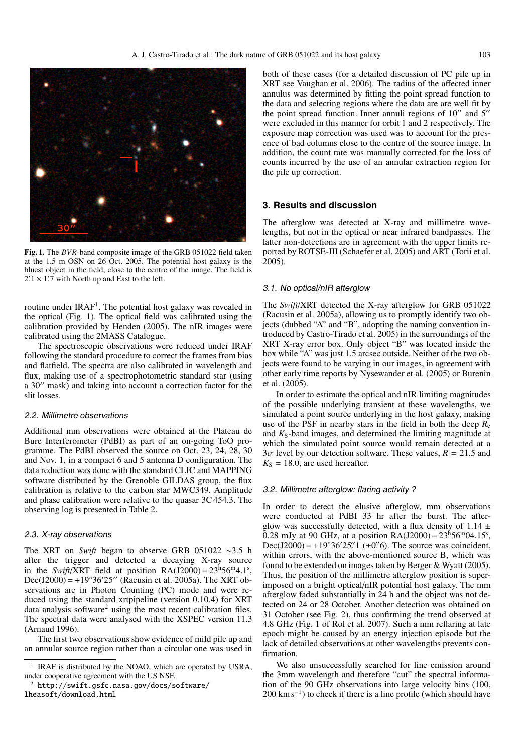**Fig. 1.** The *BVR*-band composite image of the GRB 051022 field taken at the 1.5 m OSN on 26 Oct. 2005. The potential host galaxy is the bluest object in the field, close to the centre of the image. The field is 2.′1 × 1.′7 with North up and East to the left.

routine under IRAF[1]. The potential host galaxy was revealed in the optical (Fig. 1). The optical field was calibrated using the calibration provided by Henden (2005). The nIR images were calibrated using the 2MASS Catalogue.

The spectroscopic observations were reduced under IRAF following the standard procedure to correct the frames from bias and flatfield. The spectra are also calibrated in wavelength and flux, making use of a spectrophotometric standard star (using a 30″ mask) and taking into account a correction factor for the slit losses.

### 2.2. Millimetre observations

Additional mm observations were obtained at the Plateau de Bure Interferometer (PdBI) as part of an on-going ToO programme. The PdBI observed the source on Oct. 23, 24, 28, 30 and Nov. 1, in a compact 6 and 5 antenna D configuration. The data reduction was done with the standard CLIC and MAPPING software distributed by the Grenoble GILDAS group, the flux calibration is relative to the carbon star MWC349. Amplitude and phase calibration were relative to the quasar 3C 454.3. The observing log is presented in Table 2.

### 2.3. X-ray observations

The XRT on *Swift* began to observe GRB 051022 ∼3.5 h after the trigger and detected a decaying X-ray source in the *Swift*/XRT field at position RA(J2000) = $23^{\rm h}56^{\rm m}4.1^{\rm s}$, Dec(J2000) = +19°36′25″ (Racusin et al. 2005a). The XRT observations are in Photon Counting (PC) mode and were reduced using the standard xrtpipeline (version 0.10.4) for XRT data analysis software[2] using the most recent calibration files. The spectral data were analysed with the XSPEC version 11.3 (Arnaud 1996).

The first two observations show evidence of mild pile up and an annular source region rather than a circular one was used in both of these cases (for a detailed discussion of PC pile up in XRT see Vaughan et al. 2006). The radius of the affected inner annulus was determined by fitting the point spread function to the data and selecting regions where the data are are well fit by the point spread function. Inner annuli regions of 10″ and 5″ were excluded in this manner for orbit 1 and 2 respectively. The exposure map correction was used was to account for the presence of bad columns close to the centre of the source image. In addition, the count rate was manually corrected for the loss of counts incurred by the use of an annular extraction region for the pile up correction.

## 3. Results and discussion

The afterglow was detected at X-ray and millimetre wavelengths, but not in the optical or near infrared bandpasses. The latter non-detections are in agreement with the upper limits reported by ROTSE-III (Schaefer et al. 2005) and ART (Torii et al. 2005).

### 3.1. No optical/nIR afterglow

The *Swift*/XRT detected the X-ray afterglow for GRB 051022 (Racusin et al. 2005a), allowing us to promptly identify two objects (dubbed "A" and "B", adopting the naming convention introduced by Castro-Tirado et al. 2005) in the surroundings of the XRT X-ray error box. Only object "B" was located inside the box while "A" was just 1.5 arcsec outside. Neither of the two objects were found to be varying in our images, in agreement with other early time reports by Nysewander et al. (2005) or Burenin et al. (2005).

In order to estimate the optical and nIR limiting magnitudes of the possible underlying transient at these wavelengths, we simulated a point source underlying in the host galaxy, making use of the PSF in nearby stars in the field in both the deep $R_{\rm c}$ and $K_{\rm S}$-band images, and determined the limiting magnitude at which the simulated point source would remain detected at a $3\sigma$ level by our detection software. These values, $R$ = 21.5 and $K_{\rm S}$ = 18.0, are used hereafter.

### 3.2. Millimetre afterglow: flaring activity ?

In order to detect the elusive afterglow, mm observations were conducted at PdBI 33 hr after the burst. The afterglow was successfully detected, with a flux density of 1.14 ± 0.28 mJy at 90 GHz, at a position RA(J2000) = $23^{\rm h}56^{\rm m}04.15^{\rm s}$, Dec(J2000) = +19°36′25.″1 (±0.″6). The source was coincident, within errors, with the above-mentioned source B, which was found to be extended on images taken by Berger & Wyatt (2005). Thus, the position of the millimetre afterglow position is superimposed on a bright optical/nIR potential host galaxy. The mm afterglow faded substantially in 24 h and the object was not detected on 24 or 28 October. Another detection was obtained on 31 October (see Fig. 2), thus confirming the trend observed at 4.8 GHz (Fig. 1 of Rol et al. 2007). Such a mm reflaring at late epoch might be caused by an energy injection episode but the lack of detailed observations at other wavelengths prevents confirmation.

We also unsuccessfully searched for line emission around the 3mm wavelength and therefore "cut" the spectral information of the 90 GHz observations into large velocity bins (100, 200 km s$^{-1}$) to check if there is a line profile (which should have

---

[1] IRAF is distributed by the NOAO, which are operated by USRA, under cooperative agreement with the US NSF.

[2] http://swift.gsfc.nasa.gov/docs/software/lheasoft/download.html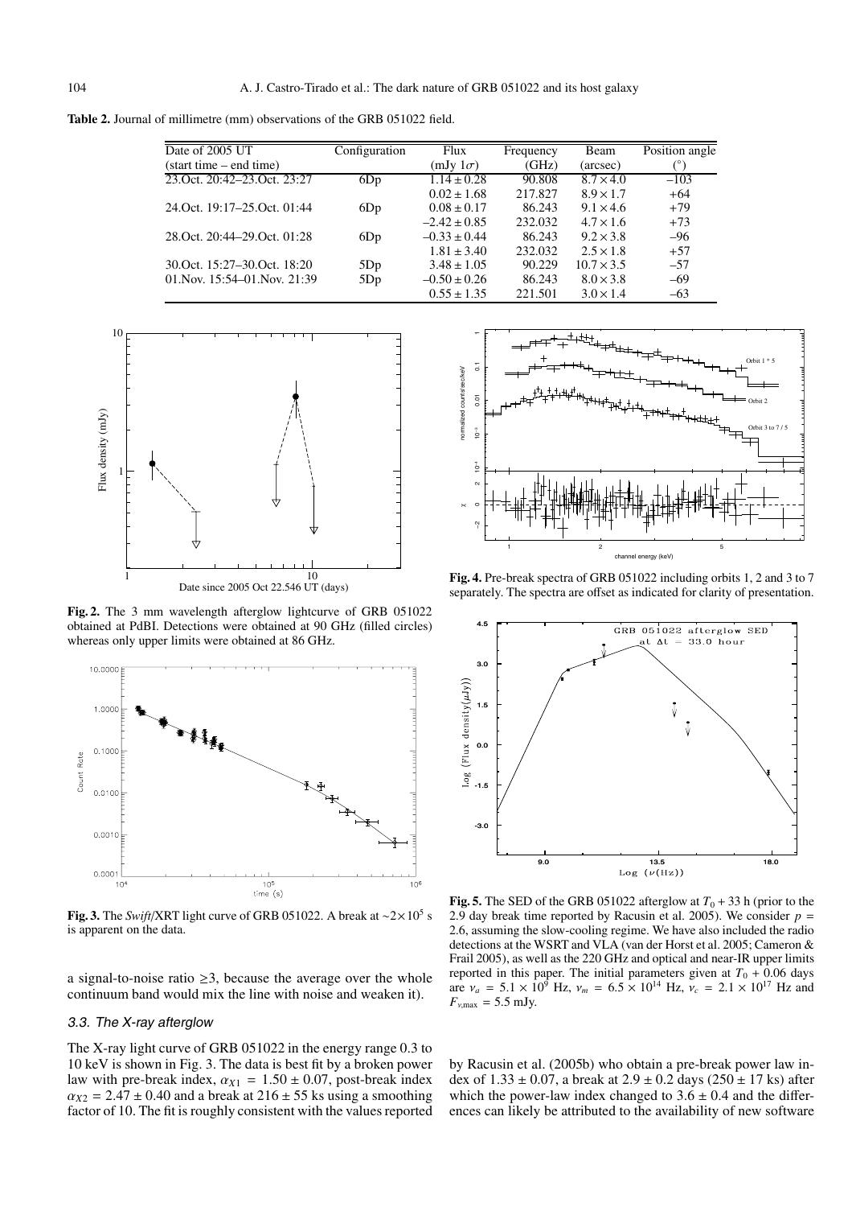**Table 2.** Journal of millimetre (mm) observations of the GRB 051022 field.

| Date of 2005 UT (start time – end time) | Configuration | Flux (mJy 1$\sigma$) | Frequency (GHz) | Beam (arcsec) | Position angle (°) |
|---|---|---|---|---|---|
| 23.Oct. 20:42–23.Oct. 23:27 | 6Dp | $1.14 \pm 0.28$ | 90.808 | $8.7 \times 4.0$ | $-103$ |
| | | $0.02 \pm 1.68$ | 217.827 | $8.9 \times 1.7$ | $+64$ |
| 24.Oct. 19:17–25.Oct. 01:44 | 6Dp | $0.08 \pm 0.17$ | 86.243 | $9.1 \times 4.6$ | $+79$ |
| | | $-2.42 \pm 0.85$ | 232.032 | $4.7 \times 1.6$ | $+73$ |
| 28.Oct. 20:44–29.Oct. 01:28 | 6Dp | $-0.33 \pm 0.44$ | 86.243 | $9.2 \times 3.8$ | $-96$ |
| | | $1.81 \pm 3.40$ | 232.032 | $2.5 \times 1.8$ | $+57$ |
| 30.Oct. 15:27–30.Oct. 18:20 | 5Dp | $3.48 \pm 1.05$ | 90.229 | $10.7 \times 3.5$ | $-57$ |
| 01.Nov. 15:54–01.Nov. 21:39 | 5Dp | $-0.50 \pm 0.26$ | 86.243 | $8.0 \times 3.8$ | $-69$ |
| | | $0.55 \pm 1.35$ | 221.501 | $3.0 \times 1.4$ | $-63$ |

**Fig. 2.** The 3 mm wavelength afterglow lightcurve of GRB 051022 obtained at PdBI. Detections were obtained at 90 GHz (filled circles) whereas only upper limits were obtained at 86 GHz.

**Fig. 3.** The *Swift*/XRT light curve of GRB 051022. A break at $\sim 2 \times 10^5$ s is apparent on the data.

**Fig. 4.** Pre-break spectra of GRB 051022 including orbits 1, 2 and 3 to 7 separately. The spectra are offset as indicated for clarity of presentation.

**Fig. 5.** The SED of the GRB 051022 afterglow at $T_0$ + 33 h (prior to the 2.9 day break time reported by Racusin et al. 2005). We consider $p$ = 2.6, assuming the slow-cooling regime. We have also included the radio detections at the WSRT and VLA (van der Horst et al. 2005; Cameron & Frail 2005), as well as the 220 GHz and optical and near-IR upper limits reported in this paper. The initial parameters given at $T_0 + 0.06$ days are $\nu_a = 5.1 \times 10^9$ Hz, $\nu_m = 6.5 \times 10^{14}$ Hz, $\nu_c = 2.1 \times 10^{17}$ Hz and $F_{\nu,\max} = 5.5$ mJy.

a signal-to-noise ratio $\geq 3$, because the average over the whole continuum band would mix the line with noise and weaken it).

### 3.3. The X-ray afterglow

The X-ray light curve of GRB 051022 in the energy range 0.3 to 10 keV is shown in Fig. 3. The data is best fit by a broken power law with pre-break index, $\alpha_{X1} = 1.50 \pm 0.07$, post-break index $\alpha_{X2} = 2.47 \pm 0.40$ and a break at $216 \pm 55$ ks using a smoothing factor of 10. The fit is roughly consistent with the values reported by Racusin et al. (2005b) who obtain a pre-break power law index of $1.33 \pm 0.07$, a break at $2.9 \pm 0.2$ days ($250 \pm 17$ ks) after which the power-law index changed to $3.6 \pm 0.4$ and the differences can likely be attributed to the availability of new software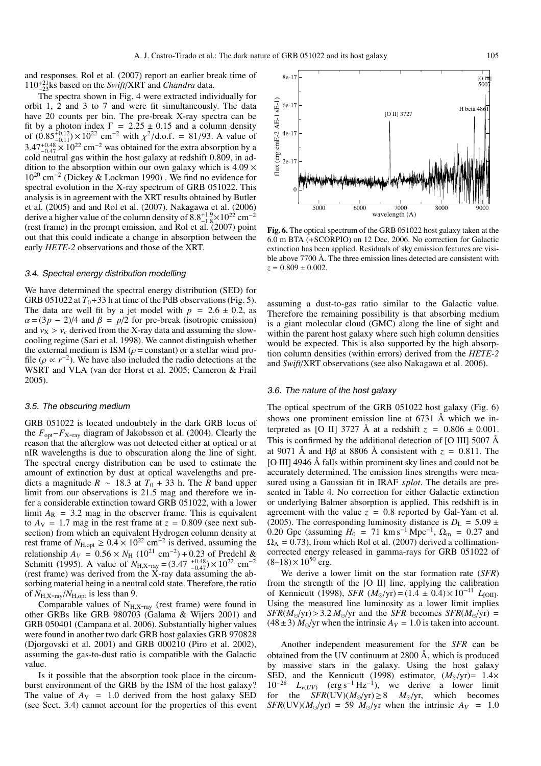and responses. Rol et al. (2007) report an earlier break time of $110^{+21}_{-23}$ks based on the *Swift*/XRT and *Chandra* data.

The spectra shown in Fig. 4 were extracted individually for orbit 1, 2 and 3 to 7 and were fit simultaneously. The data have 20 counts per bin. The pre-break X-ray spectra can be fit by a photon index $\Gamma = 2.25 \pm 0.15$ and a column density of $(0.85^{+0.12}_{-0.11}) \times 10^{22}$ cm$^{-2}$ with $\chi^2$/d.o.f. = 81/93. A value of $3.47^{+0.48}_{-0.47} \times 10^{22}$ cm$^{-2}$ was obtained for the extra absorption by a cold neutral gas within the host galaxy at redshift 0.809, in addition to the absorption within our own galaxy which is $4.09 \times 10^{20}$ cm$^{-2}$ (Dickey & Lockman 1990) . We find no evidence for spectral evolution in the X-ray spectrum of GRB 051022. This analysis is in agreement with the XRT results obtained by Butler et al. (2005) and and Rol et al. (2007). Nakagawa et al. (2006) derive a higher value of the column density of $8.8^{+1.9}_{-1.8} \times 10^{22}$ cm$^{-2}$ (rest frame) in the prompt emission, and Rol et al. (2007) point out that this could indicate a change in absorption between the early *HETE-2* observations and those of the XRT.

### 3.4. Spectral energy distribution modelling

We have determined the spectral energy distribution (SED) for GRB 051022 at $T_0$+33 h at time of the PdB observations (Fig. 5). The data are well fit by a jet model with $p = 2.6 \pm 0.2$, as $\alpha = (3p - 2)/4$ and $\beta = p/2$ for pre-break (isotropic emission) and $\nu_X > \nu_c$ derived from the X-ray data and assuming the slow-cooling regime (Sari et al. 1998). We cannot distinguish whether the external medium is ISM ($\rho$ = constant) or a stellar wind profile ($\rho \propto r^{-2}$). We have also included the radio detections at the WSRT and VLA (van der Horst et al. 2005; Cameron & Frail 2005).

### 3.5. The obscuring medium

GRB 051022 is located undoubtely in the dark GRB locus of the $F_{\rm opt}$–$F_{\rm X\text{-}ray}$ diagram of Jakobsson et al. (2004). Clearly the reason that the afterglow was not detected either at optical or at nIR wavelengths is due to obscuration along the line of sight. The spectral energy distribution can be used to estimate the amount of extinction by dust at optical wavelengths and predicts a magnitude $R \sim 18.3$ at $T_0 + 33$ h. The $R$ band upper limit from our observations is 21.5 mag and therefore we infer a considerable extinction toward GRB 051022, with a lower limit $A_{\rm R} = 3.2$ mag in the observer frame. This is equivalent to $A_{\rm V} = 1.7$ mag in the rest frame at $z = 0.809$ (see next subsection) from which an equivalent Hydrogen column density at rest frame of $N_{\rm H,opt} \geq 0.4 \times 10^{22}$ cm$^{-2}$ is derived, assuming the relationship $A_V = 0.56 \times N_{\rm H}$ ($10^{21}$ cm$^{-2}$) + 0.23 of Predehl & Schmitt (1995). A value of $N_{\rm H,X\text{-}ray} = (3.47\ ^{+0.48}_{-0.47}) \times 10^{22}$ cm$^{-2}$ (rest frame) was derived from the X-ray data assuming the absorbing material being in a neutral cold state. Therefore, the ratio of $N_{\rm H,X\text{-}ray}/N_{\rm H,opt}$ is less than 9.

Comparable values of $N_{\rm H,X\text{-}ray}$ (rest frame) were found in other GRBs like GRB 980703 (Galama & Wijers 2001) and GRB 050401 (Campana et al. 2006). Substantially higher values were found in another two dark GRB host galaxies GRB 970828 (Djorgovski et al. 2001) and GRB 000210 (Piro et al. 2002), assuming the gas-to-dust ratio is compatible with the Galactic value.

Is it possible that the absorption took place in the circumburst environment of the GRB by the ISM of the host galaxy? The value of $A_{\rm V} = 1.0$ derived from the host galaxy SED (see Sect. 3.4) cannot account for the properties of this event assuming a dust-to-gas ratio similar to the Galactic value. Therefore the remaining possibility is that absorbing medium is a giant molecular cloud (GMC) along the line of sight and within the parent host galaxy where such high column densities would be expected. This is also supported by the high absorption column densities (within errors) derived from the *HETE-2* and *Swift*/XRT observations (see also Nakagawa et al. 2006).

**Fig. 6.** The optical spectrum of the GRB 051022 host galaxy taken at the 6.0 m BTA (+SCORPIO) on 12 Dec. 2006. No correction for Galactic extinction has been applied. Residuals of sky emission features are visible above 7700 Å. The three emission lines detected are consistent with $z = 0.809 \pm 0.002$.

### 3.6. The nature of the host galaxy

The optical spectrum of the GRB 051022 host galaxy (Fig. 6) shows one prominent emission line at 6731 Å which we interpreted as [O II] 3727 Å at a redshift $z = 0.806 \pm 0.001$. This is confirmed by the additional detection of [O III] 5007 Å at 9071 Å and H$\beta$ at 8806 Å consistent with $z = 0.811$. The [O III] 4946 Å falls within prominent sky lines and could not be accurately determined. The emission lines strengths were measured using a Gaussian fit in IRAF *splot*. The details are presented in Table 4. No correction for either Galactic extinction or underlying Balmer absorption is applied. This redshift is in agreement with the value $z = 0.8$ reported by Gal-Yam et al. (2005). The corresponding luminosity distance is $D_{\rm L} = 5.09 \pm 0.20$ Gpc (assuming $H_0 = 71$ km s$^{-1}$ Mpc$^{-1}$, $\Omega_{\rm m} = 0.27$ and $\Omega_\Lambda = 0.73$), from which Rol et al. (2007) derived a collimation-corrected energy released in gamma-rays for GRB 051022 of $(8–18) \times 10^{50}$ erg.

We derive a lower limit on the star formation rate (*SFR*) from the strength of the [O II] line, applying the calibration of Kennicutt (1998), $SFR$ ($M_\odot$/yr) = $(1.4 \pm 0.4) \times 10^{-41}$ $L_{\rm [OII]}$. Using the measured line luminosity as a lower limit implies $SFR(M_\odot/{\rm yr}) > 3.2\,M_\odot$/yr and the *SFR* becomes $SFR(M_\odot/{\rm yr})$ = $(48 \pm 3)\,M_\odot$/yr when the intrinsic $A_V = 1.0$ is taken into account.

Another independent measurement for the *SFR* can be obtained from the UV continuum at 2800 Å, which is produced by massive stars in the galaxy. Using the host galaxy SED, and the Kennicutt (1998) estimator, ($M_\odot$/yr)= $1.4 \times 10^{-28}$ $L_{\nu(UV)}$ (erg s$^{-1}$ Hz$^{-1}$), we derive a lower limit for the $SFR$(UV)($M_\odot$/yr) $\geq 8$ $M_\odot$/yr, which becomes $SFR$(UV)($M_\odot$/yr) = 59 $M_\odot$/yr when the intrinsic $A_V = 1.0$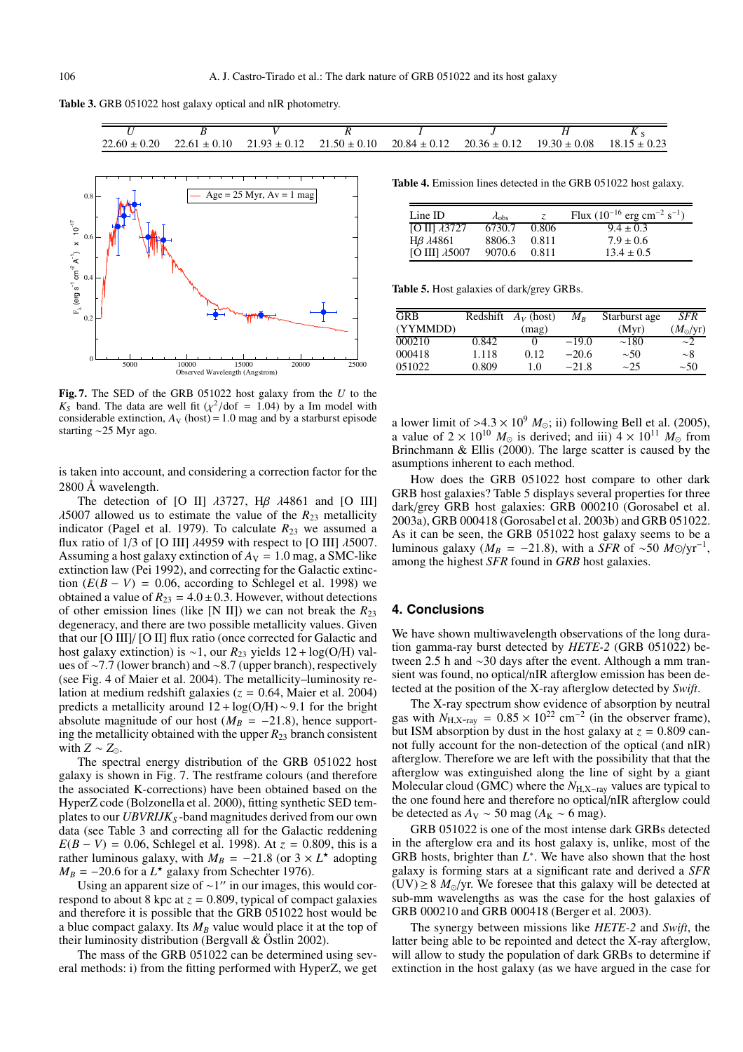**Table 3.** GRB 051022 host galaxy optical and nIR photometry.

| $U$ | $B$ | $V$ | $R$ | $I$ | $J$ | $H$ | $K_S$ |
|---|---|---|---|---|---|---|---|
| $22.60 \pm 0.20$ | $22.61 \pm 0.10$ | $21.93 \pm 0.12$ | $21.50 \pm 0.10$ | $20.84 \pm 0.12$ | $20.36 \pm 0.12$ | $19.30 \pm 0.08$ | $18.15 \pm 0.23$ |

**Fig. 7.** The SED of the GRB 051022 host galaxy from the $U$ to the $K_S$ band. The data are well fit ($\chi^2$/dof = 1.04) by a Im model with considerable extinction, $A_V$ (host) = 1.0 mag and by a starburst episode starting ~25 Myr ago.

is taken into account, and considering a correction factor for the 2800 Å wavelength.

The detection of [O II] $\lambda$3727, H$\beta$ $\lambda$4861 and [O III] $\lambda$5007 allowed us to estimate the value of the $R_{23}$ metallicity indicator (Pagel et al. 1979). To calculate $R_{23}$ we assumed a flux ratio of 1/3 of [O III] $\lambda$4959 with respect to [O III] $\lambda$5007. Assuming a host galaxy extinction of $A_V = 1.0$ mag, a SMC-like extinction law (Pei 1992), and correcting for the Galactic extinction ($E(B-V) = 0.06$, according to Schlegel et al. 1998) we obtained a value of $R_{23} = 4.0 \pm 0.3$. However, without detections of other emission lines (like [N II]) we can not break the $R_{23}$ degeneracy, and there are two possible metallicity values. Given that our [O III]/ [O II] flux ratio (once corrected for Galactic and host galaxy extinction) is ~1, our $R_{23}$ yields $12 + \log(\mathrm{O/H})$ values of ~7.7 (lower branch) and ~8.7 (upper branch), respectively (see Fig. 4 of Maier et al. 2004). The metallicity–luminosity relation at medium redshift galaxies ($z = 0.64$, Maier et al. 2004) predicts a metallicity around $12 + \log(\mathrm{O/H}) \sim 9.1$ for the bright absolute magnitude of our host ($M_B = -21.8$), hence supporting the metallicity obtained with the upper $R_{23}$ branch consistent with $Z \sim Z_\odot$.

The spectral energy distribution of the GRB 051022 host galaxy is shown in Fig. 7. The restframe colours (and therefore the associated K-corrections) have been obtained based on the HyperZ code (Bolzonella et al. 2000), fitting synthetic SED templates to our *UBVRIJK*$_S$-band magnitudes derived from our own data (see Table 3 and correcting all for the Galactic reddening $E(B-V) = 0.06$, Schlegel et al. 1998). At $z = 0.809$, this is a rather luminous galaxy, with $M_B = -21.8$ (or $3 \times L^*$ adopting $M_B = -20.6$ for a $L^\star$ galaxy from Schechter 1976).

Using an apparent size of ~1″ in our images, this would correspond to about 8 kpc at $z = 0.809$, typical of compact galaxies and therefore it is possible that the GRB 051022 host would be a blue compact galaxy. Its $M_B$ value would place it at the top of their luminosity distribution (Bergvall & Östlin 2002).

The mass of the GRB 051022 can be determined using several methods: i) from the fitting performed with HyperZ, we get a lower limit of $>4.3 \times 10^9\ M_\odot$; ii) following Bell et al. (2005), a value of $2 \times 10^{10}\ M_\odot$ is derived; and iii) $4 \times 10^{11}\ M_\odot$ from Brinchmann & Ellis (2000). The large scatter is caused by the assumptions inherent to each method.

How does the GRB 051022 host compare to other dark GRB host galaxies? Table 5 displays several properties for three dark/grey GRB host galaxies: GRB 000210 (Gorosabel et al. 2003a), GRB 000418 (Gorosabel et al. 2003b) and GRB 051022. As it can be seen, the GRB 051022 host galaxy seems to be a luminous galaxy ($M_B = -21.8$), with a *SFR* of ~50 $M_\odot$/yr$^{-1}$, among the highest *SFR* found in *GRB* host galaxies.

**Table 4.** Emission lines detected in the GRB 051022 host galaxy.

| Line ID | $\lambda_{\rm obs}$ | $z$ | Flux ($10^{-16}$ erg cm$^{-2}$ s$^{-1}$) |
|---|---|---|---|
| [O II] $\lambda$3727 | 6730.7 | 0.806 | $9.4 \pm 0.3$ |
| H$\beta$ $\lambda$4861 | 8806.3 | 0.811 | $7.9 \pm 0.6$ |
| [O III] $\lambda$5007 | 9070.6 | 0.811 | $13.4 \pm 0.5$ |

**Table 5.** Host galaxies of dark/grey GRBs.

| GRB (YYMMDD) | Redshift | $A_V$ (host) (mag) | $M_B$ | Starburst age (Myr) | *SFR* ($M_\odot$/yr) |
|---|---|---|---|---|---|
| 000210 | 0.842 | 0 | −19.0 | ~180 | ~2 |
| 000418 | 1.118 | 0.12 | −20.6 | ~50 | ~8 |
| 051022 | 0.809 | 1.0 | −21.8 | ~25 | ~50 |

## 4. Conclusions

We have shown multiwavelength observations of the long duration gamma-ray burst detected by *HETE-2* (GRB 051022) between 2.5 h and ~30 days after the event. Although a mm transient was found, no optical/nIR afterglow emission has been detected at the position of the X-ray afterglow detected by *Swift*.

The X-ray spectrum show evidence of absorption by neutral gas with $N_{\rm H,X\text{-}ray} = 0.85 \times 10^{22}$ cm$^{-2}$ (in the observer frame), but ISM absorption by dust in the host galaxy at $z = 0.809$ cannot fully account for the non-detection of the optical (and nIR) afterglow. Therefore we are left with the possibility that that the afterglow was extinguished along the line of sight by a giant Molecular cloud (GMC) where the $N_{\rm H,X\text{-}ray}$ values are typical to the one found here and therefore no optical/nIR afterglow could be detected as $A_V \sim 50$ mag ($A_K \sim 6$ mag).

GRB 051022 is one of the most intense dark GRBs detected in the afterglow era and its host galaxy is, unlike, most of the GRB hosts, brighter than $L^*$. We have also shown that the host galaxy is forming stars at a significant rate and derived a *SFR* (UV) $\geq 8\ M_\odot$/yr. We foresee that this galaxy will be detected at sub-mm wavelengths as was the case for the host galaxies of GRB 000210 and GRB 000418 (Berger et al. 2003).

The synergy between missions like *HETE-2* and *Swift*, the latter being able to be repointed and detect the X-ray afterglow, will allow to study the population of dark GRBs to determine if extinction in the host galaxy (as we have argued in the case for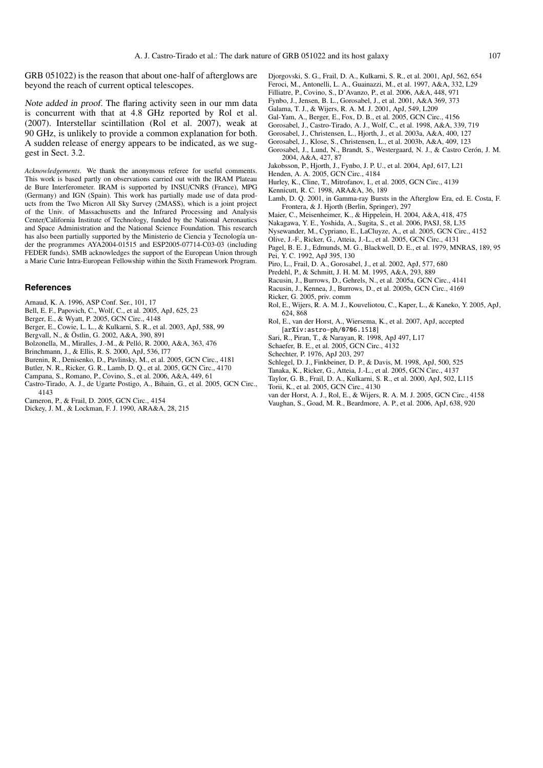GRB 051022) is the reason that about one-half of afterglows are beyond the reach of current optical telescopes.

*Note added in proof.* The flaring activity seen in our mm data is concurrent with that at 4.8 GHz reported by Rol et al. (2007). Interstellar scintillation (Rol et al. 2007), weak at 90 GHz, is unlikely to provide a common explanation for both. A sudden release of energy appears to be indicated, as we suggest in Sect. 3.2.

*Acknowledgements.* We thank the anonymous referee for useful comments. This work is based partly on observations carried out with the IRAM Plateau de Bure Interferometer. IRAM is supported by INSU/CNRS (France), MPG (Germany) and IGN (Spain). This work has partially made use of data products from the Two Micron All Sky Survey (2MASS), which is a joint project of the Univ. of Massachusetts and the Infrared Processing and Analysis Center/California Institute of Technology, funded by the National Aeronautics and Space Administration and the National Science Foundation. This research has also been partially supported by the Ministerio de Ciencia y Tecnología under the programmes AYA2004-01515 and ESP2005-07714-C03-03 (including FEDER funds). SMB acknowledges the support of the European Union through a Marie Curie Intra-European Fellowship within the Sixth Framework Program.

## References

Arnaud, K. A. 1996, ASP Conf. Ser., 101, 17
Bell, E. F., Papovich, C., Wolf, C., et al. 2005, ApJ, 625, 23
Berger, E., & Wyatt, P. 2005, GCN Circ., 4148
Berger, E., Cowie, L. L., & Kulkarni, S. R., et al. 2003, ApJ, 588, 99
Bergvall, N., & Östlin, G. 2002, A&A, 390, 891
Bolzonella, M., Miralles, J.-M., & Pelló, R. 2000, A&A, 363, 476
Brinchmann, J., & Ellis, R. S. 2000, ApJ, 536, l77
Burenin, R., Denisenko, D., Pavlinsky, M., et al. 2005, GCN Circ., 4181
Butler, N. R., Ricker, G. R., Lamb, D. Q., et al. 2005, GCN Circ., 4170
Campana, S., Romano, P., Covino, S., et al. 2006, A&A, 449, 61
Castro-Tirado, A. J., de Ugarte Postigo, A., Bihain, G., et al. 2005, GCN Circ., 4143
Cameron, P., & Frail, D. 2005, GCN Circ., 4154
Dickey, J. M., & Lockman, F. J. 1990, ARA&A, 28, 215
Djorgovski, S. G., Frail, D. A., Kulkarni, S. R., et al. 2001, ApJ, 562, 654
Feroci, M., Antonelli, L. A., Guainazzi, M., et al. 1997, A&A, 332, L29
Filliatre, P., Covino, S., D'Avanzo, P., et al. 2006, A&A, 448, 971
Fynbo, J., Jensen, B. L., Gorosabel, J., et al. 2001, A&A 369, 373
Galama, T. J., & Wijers, R. A. M. J. 2001, ApJ, 549, L209
Gal-Yam, A., Berger, E., Fox, D. B., et al. 2005, GCN Circ., 4156
Gorosabel, J., Castro-Tirado, A. J., Wolf, C., et al. 1998, A&A, 339, 719
Gorosabel, J., Christensen, L., Hjorth, J., et al. 2003a, A&A, 400, 127
Gorosabel, J., Klose, S., Christensen, L., et al. 2003b, A&A, 409, 123
Gorosabel, J., Lund, N., Brandt, S., Westergaard, N. J., & Castro Cerón, J. M. 2004, A&A, 427, 87
Jakobsson, P., Hjorth, J., Fynbo, J. P. U., et al. 2004, ApJ, 617, L21
Henden, A. A. 2005, GCN Circ., 4184
Hurley, K., Cline, T., Mitrofanov, I., et al. 2005, GCN Circ., 4139
Kennicutt, R. C. 1998, ARA&A, 36, 189
Lamb, D. Q. 2001, in Gamma-ray Bursts in the Afterglow Era, ed. E. Costa, F. Frontera, & J. Hjorth (Berlin, Springer), 297
Maier, C., Meisenheimer, K., & Hippelein, H. 2004, A&A, 418, 475
Nakagawa, Y. E., Yoshida, A., Sugita, S., et al. 2006, PASJ, 58, L35
Nysewander, M., Cypriano, E., LaCluyze, A., et al. 2005, GCN Circ., 4152
Olive, J.-F., Ricker, G., Atteia, J.-L., et al. 2005, GCN Circ., 4131
Pagel, B. E. J., Edmunds, M. G., Blackwell, D. E., et al. 1979, MNRAS, 189, 95
Pei, Y. C. 1992, ApJ 395, 130
Piro, L., Frail, D. A., Gorosabel, J., et al. 2002, ApJ, 577, 680
Predehl, P., & Schmitt, J. H. M. M. 1995, A&A, 293, 889
Racusin, J., Burrows, D., Gehrels, N., et al. 2005a, GCN Circ., 4141
Racusin, J., Kennea, J., Burrows, D., et al. 2005b, GCN Circ., 4169
Ricker, G. 2005, priv. comm
Rol, E., Wijers, R. A. M. J., Kouveliotou, C., Kaper, L., & Kaneko, Y. 2005, ApJ, 624, 868
Rol, E., van der Horst, A., Wiersema, K., et al. 2007, ApJ, accepted [arXiv:astro-ph/0706.1518]
Sari, R., Piran, T., & Narayan, R. 1998, ApJ 497, L17
Schaefer, B. E., et al. 2005, GCN Circ., 4132
Schechter, P. 1976, ApJ 203, 297
Schlegel, D. J., Finkbeiner, D. P., & Davis, M. 1998, ApJ, 500, 525
Tanaka, K., Ricker, G., Atteia, J.-L., et al. 2005, GCN Circ., 4137
Taylor, G. B., Frail, D. A., Kulkarni, S. R., et al. 2000, ApJ, 502, L115
Torii, K., et al. 2005, GCN Circ., 4130
van der Horst, A. J., Rol, E., & Wijers, R. A. M. J. 2005, GCN Circ., 4158
Vaughan, S., Goad, M. R., Beardmore, A. P., et al. 2006, ApJ, 638, 920